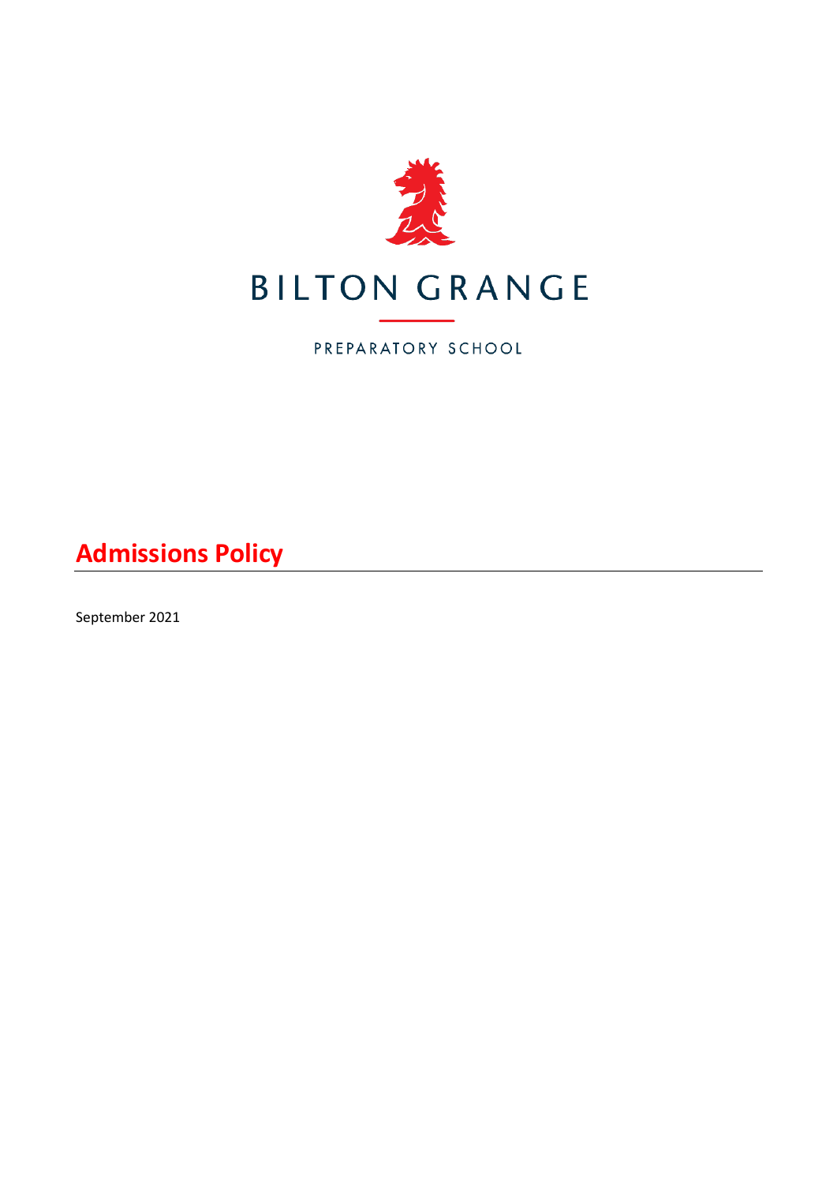BILTON GRANGE

PREPARATORY SCHOOL

# Admissions Policy

September 2021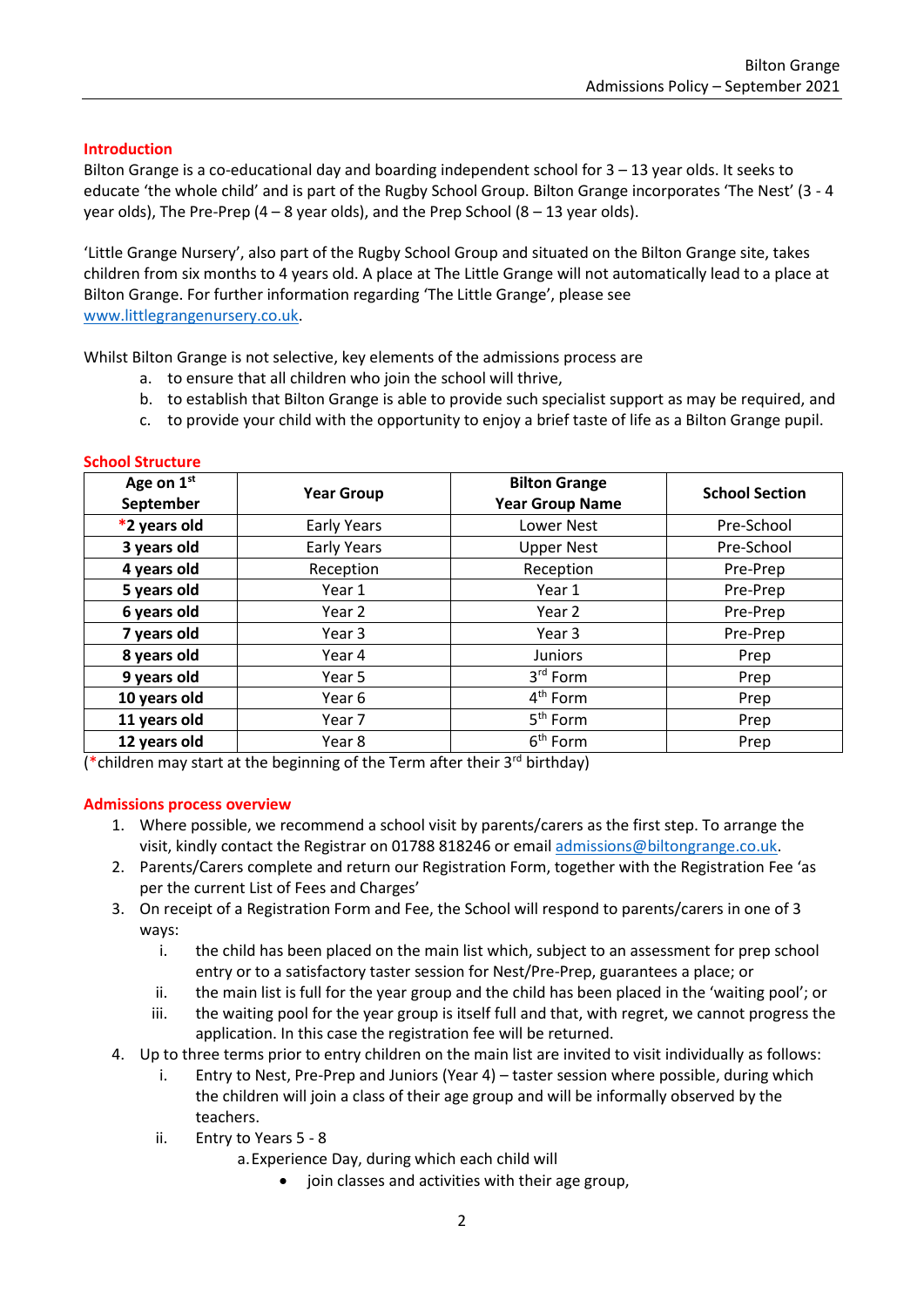## Introduction

Bilton Grange is a co-educational day and boarding independent school for 3 – 13 year olds. It seeks to educate 'the whole child' and is part of the Rugby School Group. Bilton Grange incorporates 'The Nest' (3 - 4 year olds), The Pre-Prep (4 – 8 year olds), and the Prep School (8 – 13 year olds).

'Little Grange Nursery', also part of the Rugby School Group and situated on the Bilton Grange site, takes children from six months to 4 years old. A place at The Little Grange will not automatically lead to a place at Bilton Grange. For further information regarding 'The Little Grange', please see www.littlegrangenursery.co.uk.

Whilst Bilton Grange is not selective, key elements of the admissions process are

a. to ensure that all children who join the school will thrive,
b. to establish that Bilton Grange is able to provide such specialist support as may be required, and
c. to provide your child with the opportunity to enjoy a brief taste of life as a Bilton Grange pupil.

## School Structure

| Age on 1st September | Year Group | Bilton Grange Year Group Name | School Section |
|---|---|---|---|
| ***2 years old** | Early Years | Lower Nest | Pre-School |
| **3 years old** | Early Years | Upper Nest | Pre-School |
| **4 years old** | Reception | Reception | Pre-Prep |
| **5 years old** | Year 1 | Year 1 | Pre-Prep |
| **6 years old** | Year 2 | Year 2 | Pre-Prep |
| **7 years old** | Year 3 | Year 3 | Pre-Prep |
| **8 years old** | Year 4 | Juniors | Prep |
| **9 years old** | Year 5 | 3rd Form | Prep |
| **10 years old** | Year 6 | 4th Form | Prep |
| **11 years old** | Year 7 | 5th Form | Prep |
| **12 years old** | Year 8 | 6th Form | Prep |

(*children may start at the beginning of the Term after their 3rd birthday)

## Admissions process overview

1. Where possible, we recommend a school visit by parents/carers as the first step. To arrange the visit, kindly contact the Registrar on 01788 818246 or email admissions@biltongrange.co.uk.
2. Parents/Carers complete and return our Registration Form, together with the Registration Fee 'as per the current List of Fees and Charges'
3. On receipt of a Registration Form and Fee, the School will respond to parents/carers in one of 3 ways:
   i. the child has been placed on the main list which, subject to an assessment for prep school entry or to a satisfactory taster session for Nest/Pre-Prep, guarantees a place; or
   ii. the main list is full for the year group and the child has been placed in the 'waiting pool'; or
   iii. the waiting pool for the year group is itself full and that, with regret, we cannot progress the application. In this case the registration fee will be returned.
4. Up to three terms prior to entry children on the main list are invited to visit individually as follows:
   i. Entry to Nest, Pre-Prep and Juniors (Year 4) – taster session where possible, during which the children will join a class of their age group and will be informally observed by the teachers.
   ii. Entry to Years 5 - 8
      a. Experience Day, during which each child will
         - join classes and activities with their age group,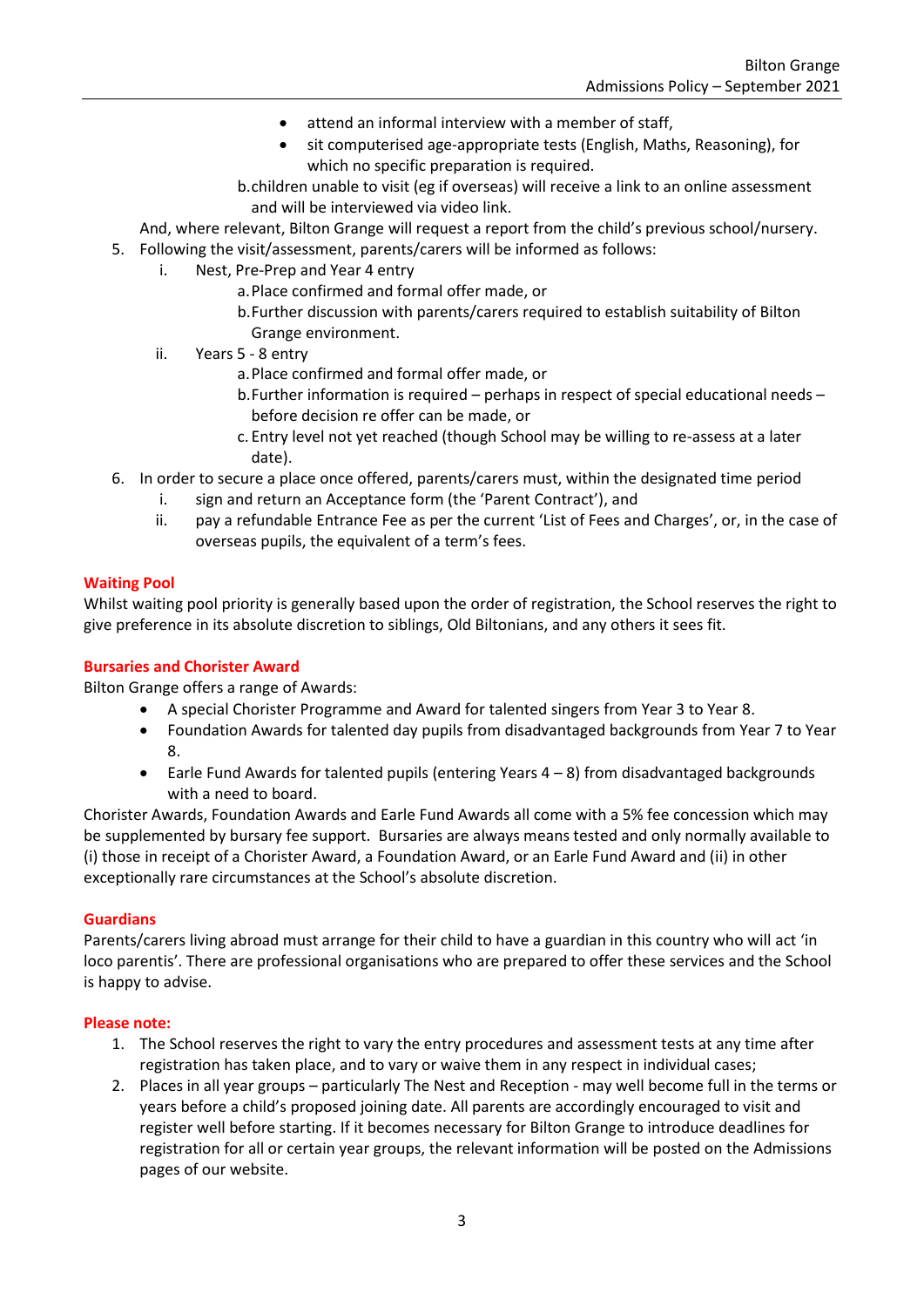- attend an informal interview with a member of staff,
- sit computerised age-appropriate tests (English, Maths, Reasoning), for which no specific preparation is required.

b. children unable to visit (eg if overseas) will receive a link to an online assessment and will be interviewed via video link.

And, where relevant, Bilton Grange will request a report from the child's previous school/nursery.

5. Following the visit/assessment, parents/carers will be informed as follows:
   i. Nest, Pre-Prep and Year 4 entry
      a. Place confirmed and formal offer made, or
      b. Further discussion with parents/carers required to establish suitability of Bilton Grange environment.
   ii. Years 5 - 8 entry
      a. Place confirmed and formal offer made, or
      b. Further information is required – perhaps in respect of special educational needs – before decision re offer can be made, or
      c. Entry level not yet reached (though School may be willing to re-assess at a later date).
6. In order to secure a place once offered, parents/carers must, within the designated time period
   i. sign and return an Acceptance form (the 'Parent Contract'), and
   ii. pay a refundable Entrance Fee as per the current 'List of Fees and Charges', or, in the case of overseas pupils, the equivalent of a term's fees.

### Waiting Pool

Whilst waiting pool priority is generally based upon the order of registration, the School reserves the right to give preference in its absolute discretion to siblings, Old Biltonians, and any others it sees fit.

### Bursaries and Chorister Award

Bilton Grange offers a range of Awards:

- A special Chorister Programme and Award for talented singers from Year 3 to Year 8.
- Foundation Awards for talented day pupils from disadvantaged backgrounds from Year 7 to Year 8.
- Earle Fund Awards for talented pupils (entering Years 4 – 8) from disadvantaged backgrounds with a need to board.

Chorister Awards, Foundation Awards and Earle Fund Awards all come with a 5% fee concession which may be supplemented by bursary fee support. Bursaries are always means tested and only normally available to (i) those in receipt of a Chorister Award, a Foundation Award, or an Earle Fund Award and (ii) in other exceptionally rare circumstances at the School's absolute discretion.

### Guardians

Parents/carers living abroad must arrange for their child to have a guardian in this country who will act 'in loco parentis'. There are professional organisations who are prepared to offer these services and the School is happy to advise.

### Please note:

1. The School reserves the right to vary the entry procedures and assessment tests at any time after registration has taken place, and to vary or waive them in any respect in individual cases;
2. Places in all year groups – particularly The Nest and Reception - may well become full in the terms or years before a child's proposed joining date. All parents are accordingly encouraged to visit and register well before starting. If it becomes necessary for Bilton Grange to introduce deadlines for registration for all or certain year groups, the relevant information will be posted on the Admissions pages of our website.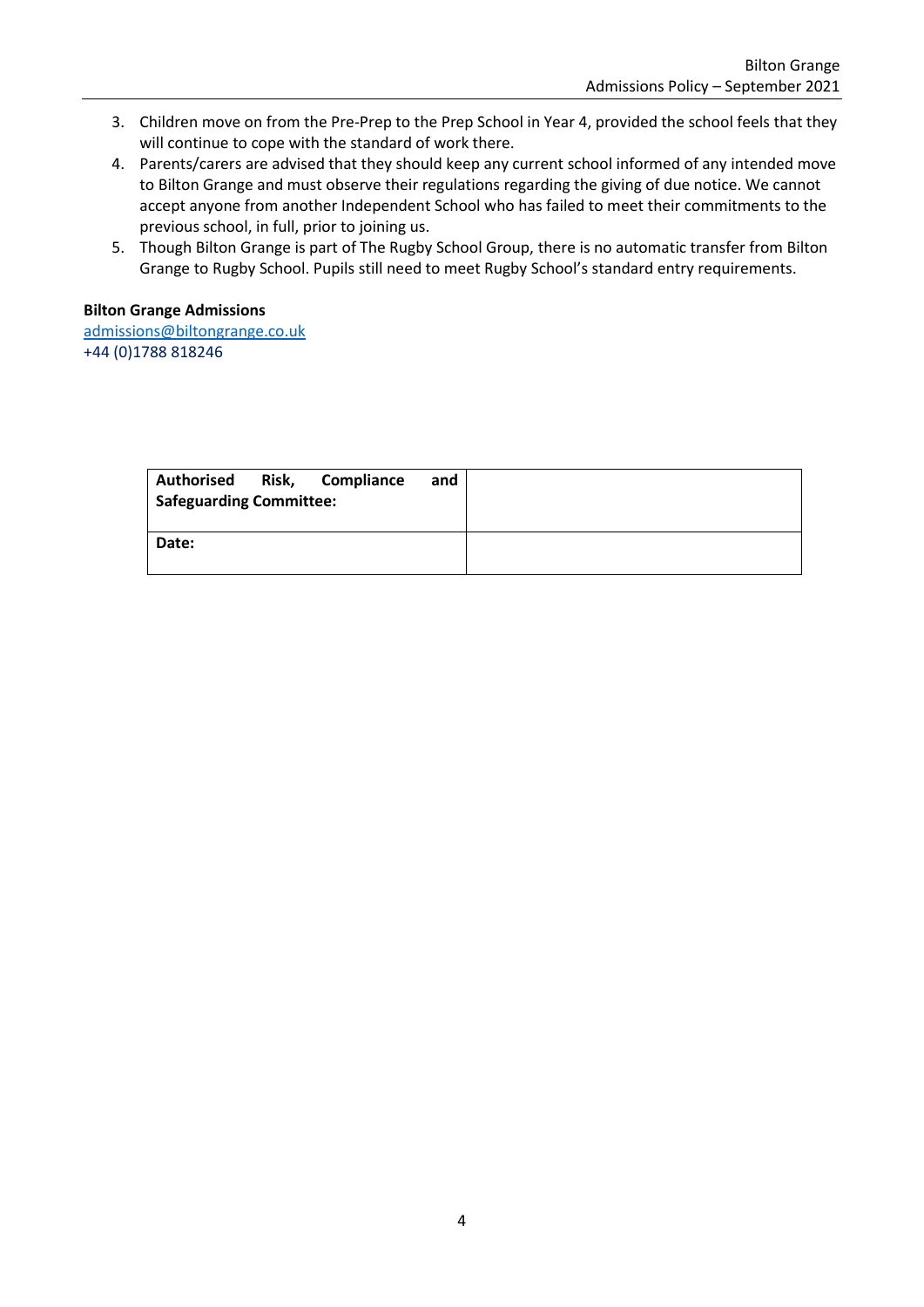3. Children move on from the Pre-Prep to the Prep School in Year 4, provided the school feels that they will continue to cope with the standard of work there.
4. Parents/carers are advised that they should keep any current school informed of any intended move to Bilton Grange and must observe their regulations regarding the giving of due notice. We cannot accept anyone from another Independent School who has failed to meet their commitments to the previous school, in full, prior to joining us.
5. Though Bilton Grange is part of The Rugby School Group, there is no automatic transfer from Bilton Grange to Rugby School. Pupils still need to meet Rugby School's standard entry requirements.

**Bilton Grange Admissions**
admissions@biltongrange.co.uk
+44 (0)1788 818246

| | |
|---|---|
| **Authorised Risk, Compliance and Safeguarding Committee:** | |
| **Date:** | |